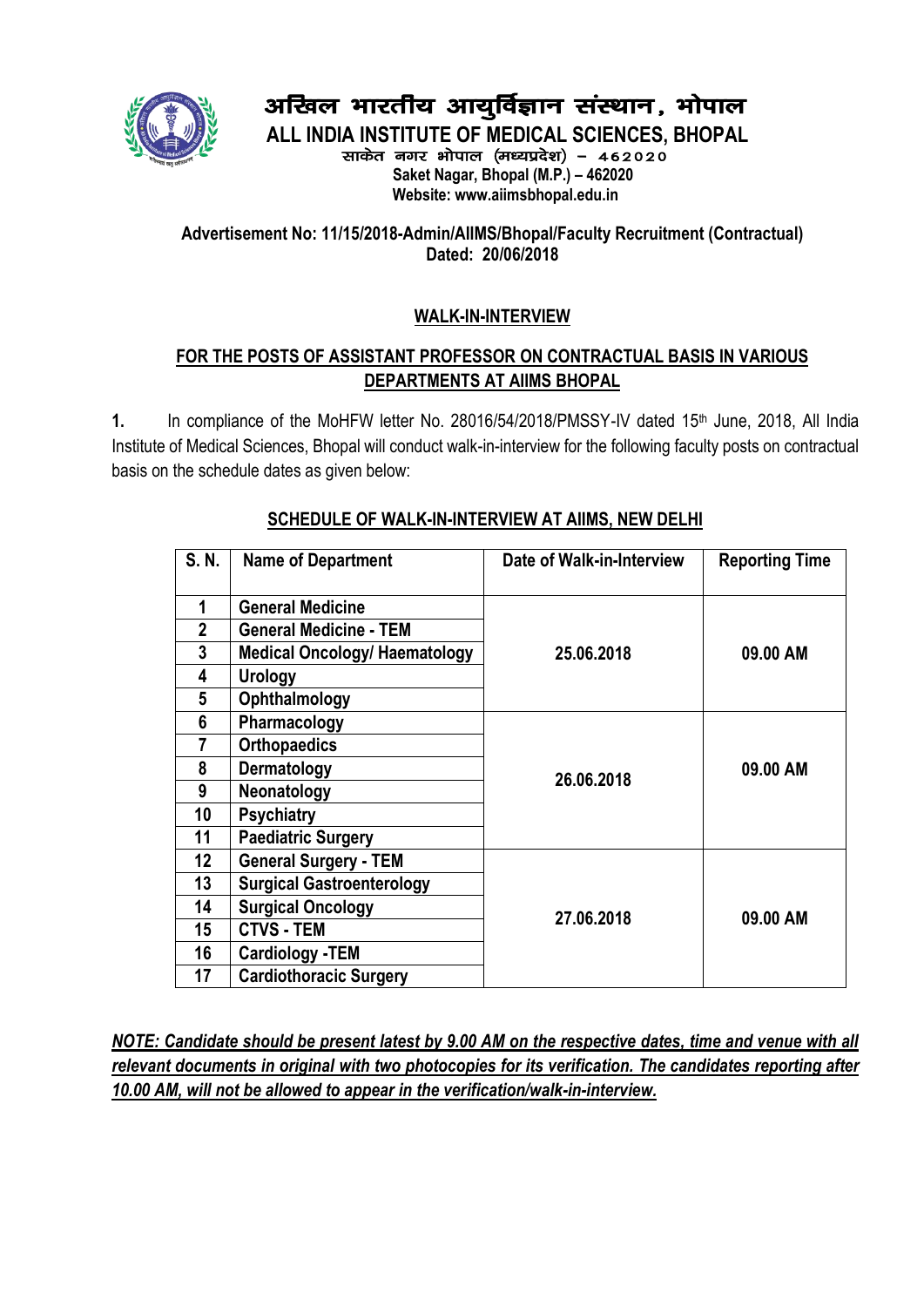# अखिल भारतीय आयुर्विज्ञान संस्थान, भोपाल

## ALL INDIA INSTITUTE OF MEDICAL SCIENCES, BHOPAL

साकेत नगर भोपाल (मध्यप्रदेश) – 462020

**Saket Nagar, Bhopal (M.P.) – 462020**

**Website: www.aiimsbhopal.edu.in**

**Advertisement No: 11/15/2018-Admin/AIIMS/Bhopal/Faculty Recruitment (Contractual)**
**Dated: 20/06/2018**

### WALK-IN-INTERVIEW

### FOR THE POSTS OF ASSISTANT PROFESSOR ON CONTRACTUAL BASIS IN VARIOUS DEPARTMENTS AT AIIMS BHOPAL

**1.** In compliance of the MoHFW letter No. 28016/54/2018/PMSSY-IV dated 15th June, 2018, All India Institute of Medical Sciences, Bhopal will conduct walk-in-interview for the following faculty posts on contractual basis on the schedule dates as given below:

### SCHEDULE OF WALK-IN-INTERVIEW AT AIIMS, NEW DELHI

| S. N. | Name of Department | Date of Walk-in-Interview | Reporting Time |
|---|---|---|---|
| 1 | General Medicine | 25.06.2018 | 09.00 AM |
| 2 | General Medicine - TEM | | |
| 3 | Medical Oncology/ Haematology | | |
| 4 | Urology | | |
| 5 | Ophthalmology | | |
| 6 | Pharmacology | 26.06.2018 | 09.00 AM |
| 7 | Orthopaedics | | |
| 8 | Dermatology | | |
| 9 | Neonatology | | |
| 10 | Psychiatry | | |
| 11 | Paediatric Surgery | | |
| 12 | General Surgery - TEM | 27.06.2018 | 09.00 AM |
| 13 | Surgical Gastroenterology | | |
| 14 | Surgical Oncology | | |
| 15 | CTVS - TEM | | |
| 16 | Cardiology -TEM | | |
| 17 | Cardiothoracic Surgery | | |

***NOTE: Candidate should be present latest by 9.00 AM on the respective dates, time and venue with all relevant documents in original with two photocopies for its verification. The candidates reporting after 10.00 AM, will not be allowed to appear in the verification/walk-in-interview.***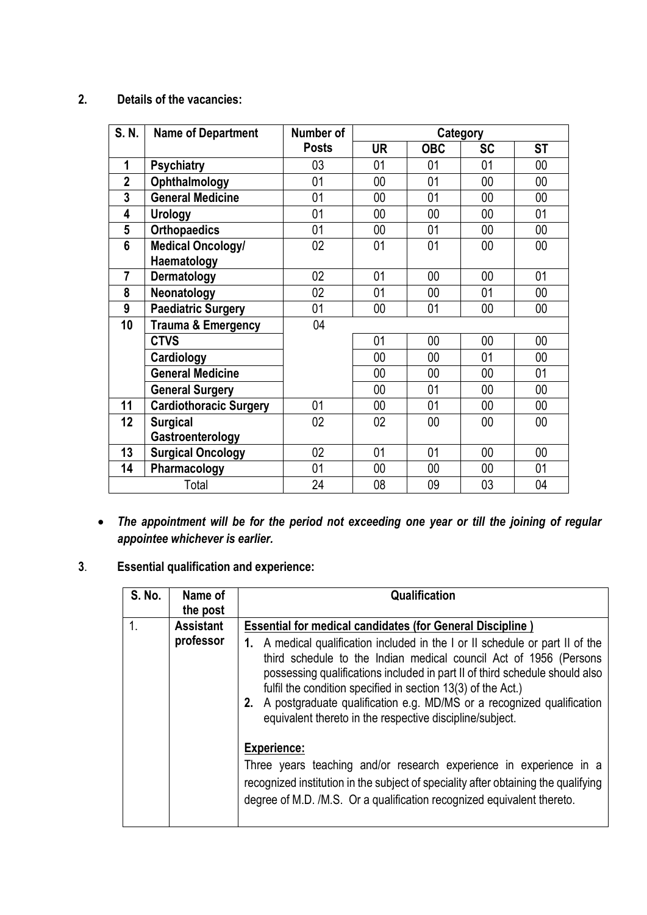**2. Details of the vacancies:**

| S. N. | Name of Department | Number of Posts | Category | | | |
|---|---|---|---|---|---|---|
| | | | UR | OBC | SC | ST |
| 1 | Psychiatry | 03 | 01 | 01 | 01 | 00 |
| 2 | Ophthalmology | 01 | 00 | 01 | 00 | 00 |
| 3 | General Medicine | 01 | 00 | 01 | 00 | 00 |
| 4 | Urology | 01 | 00 | 00 | 00 | 01 |
| 5 | Orthopaedics | 01 | 00 | 01 | 00 | 00 |
| 6 | Medical Oncology/ Haematology | 02 | 01 | 01 | 00 | 00 |
| 7 | Dermatology | 02 | 01 | 00 | 00 | 01 |
| 8 | Neonatology | 02 | 01 | 00 | 01 | 00 |
| 9 | Paediatric Surgery | 01 | 00 | 01 | 00 | 00 |
| 10 | Trauma & Emergency | 04 | | | | |
| | CTVS | | 01 | 00 | 00 | 00 |
| | Cardiology | | 00 | 00 | 01 | 00 |
| | General Medicine | | 00 | 00 | 00 | 01 |
| | General Surgery | | 00 | 01 | 00 | 00 |
| 11 | Cardiothoracic Surgery | 01 | 00 | 01 | 00 | 00 |
| 12 | Surgical Gastroenterology | 02 | 02 | 00 | 00 | 00 |
| 13 | Surgical Oncology | 02 | 01 | 01 | 00 | 00 |
| 14 | Pharmacology | 01 | 00 | 00 | 00 | 01 |
| | Total | 24 | 08 | 09 | 03 | 04 |

- ***The appointment will be for the period not exceeding one year or till the joining of regular appointee whichever is earlier.***

**3. Essential qualification and experience:**

| S. No. | Name of the post | Qualification |
|---|---|---|
| 1. | **Assistant professor** | **Essential for medical candidates (for General Discipline )**<br>**1.** A medical qualification included in the I or II schedule or part II of the third schedule to the Indian medical council Act of 1956 (Persons possessing qualifications included in part II of third schedule should also fulfil the condition specified in section 13(3) of the Act.)<br>**2.** A postgraduate qualification e.g. MD/MS or a recognized qualification equivalent thereto in the respective discipline/subject.<br><br>**Experience:**<br>Three years teaching and/or research experience in experience in a recognized institution in the subject of speciality after obtaining the qualifying degree of M.D. /M.S. Or a qualification recognized equivalent thereto. |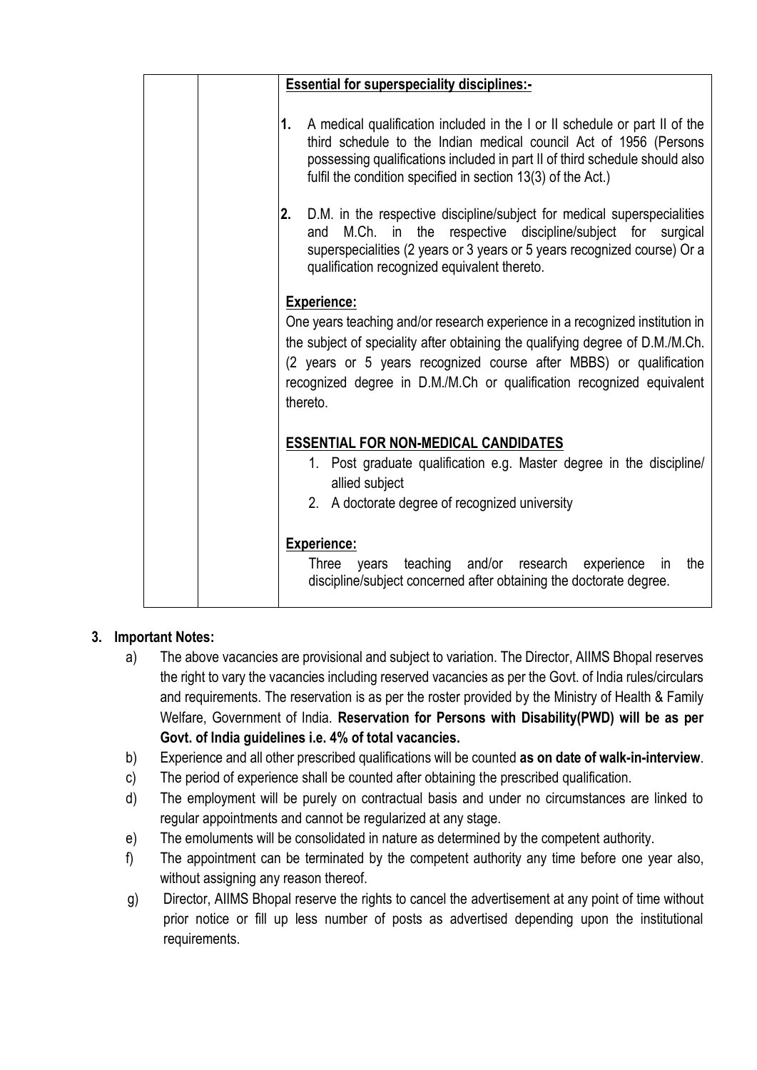| | | **Essential for superspeciality disciplines:-**<br><br>**1.** A medical qualification included in the I or II schedule or part II of the third schedule to the Indian medical council Act of 1956 (Persons possessing qualifications included in part II of third schedule should also fulfil the condition specified in section 13(3) of the Act.)<br><br>**2.** D.M. in the respective discipline/subject for medical superspecialities and M.Ch. in the respective discipline/subject for surgical superspecialities (2 years or 3 years or 5 years recognized course) Or a qualification recognized equivalent thereto.<br><br>**Experience:**<br>One years teaching and/or research experience in a recognized institution in the subject of speciality after obtaining the qualifying degree of D.M./M.Ch. (2 years or 5 years recognized course after MBBS) or qualification recognized degree in D.M./M.Ch or qualification recognized equivalent thereto.<br><br>**ESSENTIAL FOR NON-MEDICAL CANDIDATES**<br>1. Post graduate qualification e.g. Master degree in the discipline/ allied subject<br>2. A doctorate degree of recognized university<br><br>**Experience:**<br>Three years teaching and/or research experience in the discipline/subject concerned after obtaining the doctorate degree. |
|---|---|---|

**3. Important Notes:**

a) The above vacancies are provisional and subject to variation. The Director, AIIMS Bhopal reserves the right to vary the vacancies including reserved vacancies as per the Govt. of India rules/circulars and requirements. The reservation is as per the roster provided by the Ministry of Health & Family Welfare, Government of India. **Reservation for Persons with Disability(PWD) will be as per Govt. of India guidelines i.e. 4% of total vacancies.**

b) Experience and all other prescribed qualifications will be counted **as on date of walk-in-interview**.

c) The period of experience shall be counted after obtaining the prescribed qualification.

d) The employment will be purely on contractual basis and under no circumstances are linked to regular appointments and cannot be regularized at any stage.

e) The emoluments will be consolidated in nature as determined by the competent authority.

f) The appointment can be terminated by the competent authority any time before one year also, without assigning any reason thereof.

g) Director, AIIMS Bhopal reserve the rights to cancel the advertisement at any point of time without prior notice or fill up less number of posts as advertised depending upon the institutional requirements.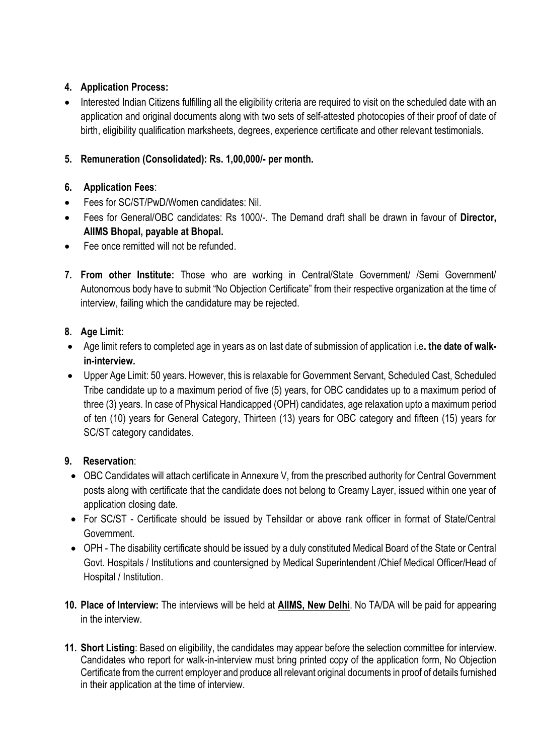4. **Application Process:**

- Interested Indian Citizens fulfilling all the eligibility criteria are required to visit on the scheduled date with an application and original documents along with two sets of self-attested photocopies of their proof of date of birth, eligibility qualification marksheets, degrees, experience certificate and other relevant testimonials.

5. **Remuneration (Consolidated): Rs. 1,00,000/- per month.**

6. **Application Fees**:

- Fees for SC/ST/PwD/Women candidates: Nil.
- Fees for General/OBC candidates: Rs 1000/-. The Demand draft shall be drawn in favour of **Director, AIIMS Bhopal, payable at Bhopal.**
- Fee once remitted will not be refunded.

7. **From other Institute:** Those who are working in Central/State Government/ /Semi Government/ Autonomous body have to submit "No Objection Certificate" from their respective organization at the time of interview, failing which the candidature may be rejected.

8. **Age Limit:**

- Age limit refers to completed age in years as on last date of submission of application i.e**. the date of walk-in-interview.**
- Upper Age Limit: 50 years. However, this is relaxable for Government Servant, Scheduled Cast, Scheduled Tribe candidate up to a maximum period of five (5) years, for OBC candidates up to a maximum period of three (3) years. In case of Physical Handicapped (OPH) candidates, age relaxation upto a maximum period of ten (10) years for General Category, Thirteen (13) years for OBC category and fifteen (15) years for SC/ST category candidates.

9. **Reservation**:

- OBC Candidates will attach certificate in Annexure V, from the prescribed authority for Central Government posts along with certificate that the candidate does not belong to Creamy Layer, issued within one year of application closing date.
- For SC/ST - Certificate should be issued by Tehsildar or above rank officer in format of State/Central Government.
- OPH - The disability certificate should be issued by a duly constituted Medical Board of the State or Central Govt. Hospitals / Institutions and countersigned by Medical Superintendent /Chief Medical Officer/Head of Hospital / Institution.

10. **Place of Interview:** The interviews will be held at **AIIMS, New Delhi**. No TA/DA will be paid for appearing in the interview.

11. **Short Listing**: Based on eligibility, the candidates may appear before the selection committee for interview. Candidates who report for walk-in-interview must bring printed copy of the application form, No Objection Certificate from the current employer and produce all relevant original documents in proof of details furnished in their application at the time of interview.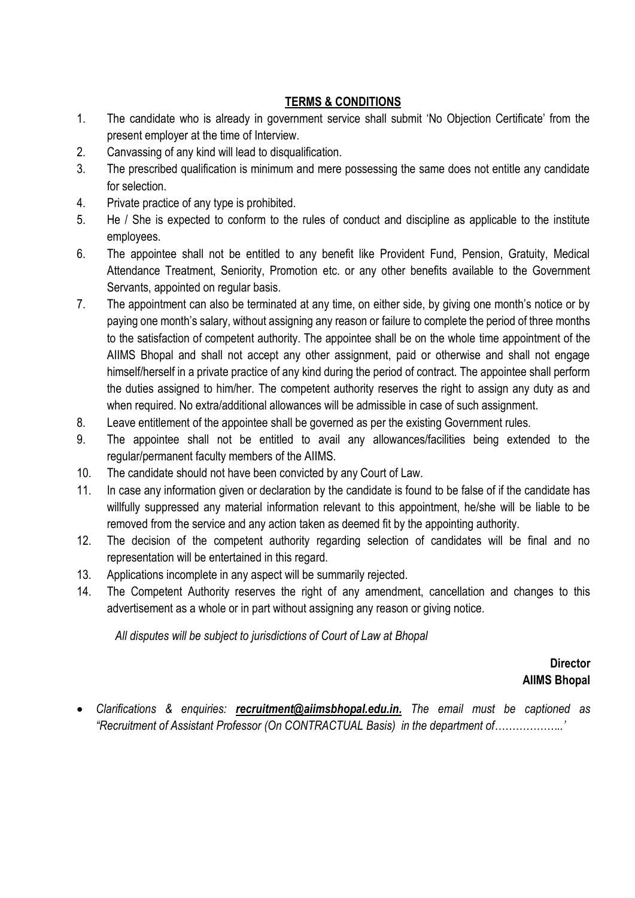## TERMS & CONDITIONS

1. The candidate who is already in government service shall submit 'No Objection Certificate' from the present employer at the time of Interview.
2. Canvassing of any kind will lead to disqualification.
3. The prescribed qualification is minimum and mere possessing the same does not entitle any candidate for selection.
4. Private practice of any type is prohibited.
5. He / She is expected to conform to the rules of conduct and discipline as applicable to the institute employees.
6. The appointee shall not be entitled to any benefit like Provident Fund, Pension, Gratuity, Medical Attendance Treatment, Seniority, Promotion etc. or any other benefits available to the Government Servants, appointed on regular basis.
7. The appointment can also be terminated at any time, on either side, by giving one month's notice or by paying one month's salary, without assigning any reason or failure to complete the period of three months to the satisfaction of competent authority. The appointee shall be on the whole time appointment of the AIIMS Bhopal and shall not accept any other assignment, paid or otherwise and shall not engage himself/herself in a private practice of any kind during the period of contract. The appointee shall perform the duties assigned to him/her. The competent authority reserves the right to assign any duty as and when required. No extra/additional allowances will be admissible in case of such assignment.
8. Leave entitlement of the appointee shall be governed as per the existing Government rules.
9. The appointee shall not be entitled to avail any allowances/facilities being extended to the regular/permanent faculty members of the AIIMS.
10. The candidate should not have been convicted by any Court of Law.
11. In case any information given or declaration by the candidate is found to be false of if the candidate has willfully suppressed any material information relevant to this appointment, he/she will be liable to be removed from the service and any action taken as deemed fit by the appointing authority.
12. The decision of the competent authority regarding selection of candidates will be final and no representation will be entertained in this regard.
13. Applications incomplete in any aspect will be summarily rejected.
14. The Competent Authority reserves the right of any amendment, cancellation and changes to this advertisement as a whole or in part without assigning any reason or giving notice.

*All disputes will be subject to jurisdictions of Court of Law at Bhopal*

**Director**
**AIIMS Bhopal**

- *Clarifications & enquiries: **recruitment@aiimsbhopal.edu.in.** The email must be captioned as "Recruitment of Assistant Professor (On CONTRACTUAL Basis) in the department of………………..'*